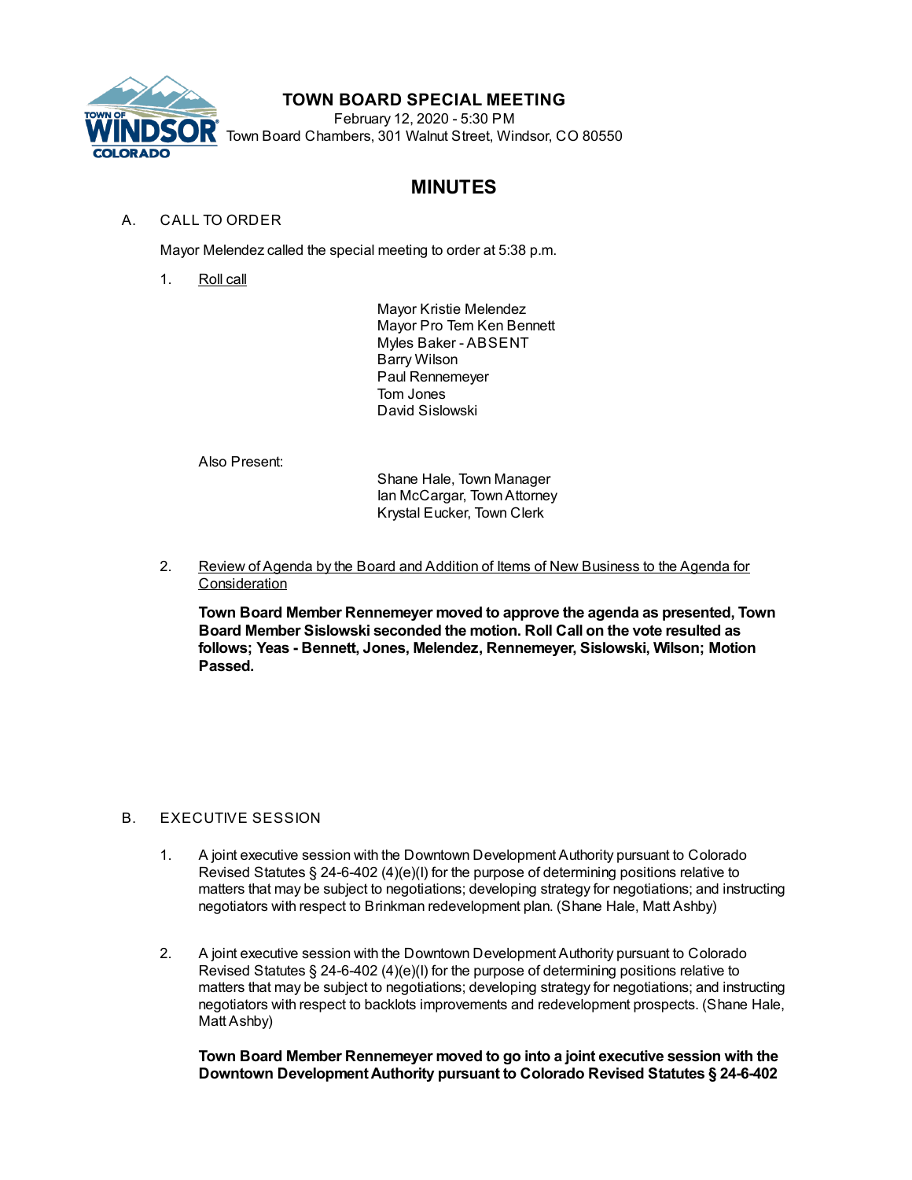# TOWN BOARD SPECIAL MEETING

February 12, 2020 - 5:30 PM

Town Board Chambers, 301 Walnut Street, Windsor, CO 80550

## MINUTES

A. CALL TO ORDER

Mayor Melendez called the special meeting to order at 5:38 p.m.

1. Roll call

   Mayor Kristie Melendez
   Mayor Pro Tem Ken Bennett
   Myles Baker - ABSENT
   Barry Wilson
   Paul Rennemeyer
   Tom Jones
   David Sislowski

   Also Present:

   Shane Hale, Town Manager
   Ian McCargar, Town Attorney
   Krystal Eucker, Town Clerk

2. Review of Agenda by the Board and Addition of Items of New Business to the Agenda for Consideration

   **Town Board Member Rennemeyer moved to approve the agenda as presented, Town Board Member Sislowski seconded the motion. Roll Call on the vote resulted as follows; Yeas - Bennett, Jones, Melendez, Rennemeyer, Sislowski, Wilson; Motion Passed.**

B. EXECUTIVE SESSION

1. A joint executive session with the Downtown Development Authority pursuant to Colorado Revised Statutes § 24-6-402 (4)(e)(I) for the purpose of determining positions relative to matters that may be subject to negotiations; developing strategy for negotiations; and instructing negotiators with respect to Brinkman redevelopment plan. (Shane Hale, Matt Ashby)

2. A joint executive session with the Downtown Development Authority pursuant to Colorado Revised Statutes § 24-6-402 (4)(e)(I) for the purpose of determining positions relative to matters that may be subject to negotiations; developing strategy for negotiations; and instructing negotiators with respect to backlots improvements and redevelopment prospects. (Shane Hale, Matt Ashby)

   **Town Board Member Rennemeyer moved to go into a joint executive session with the Downtown Development Authority pursuant to Colorado Revised Statutes § 24-6-402**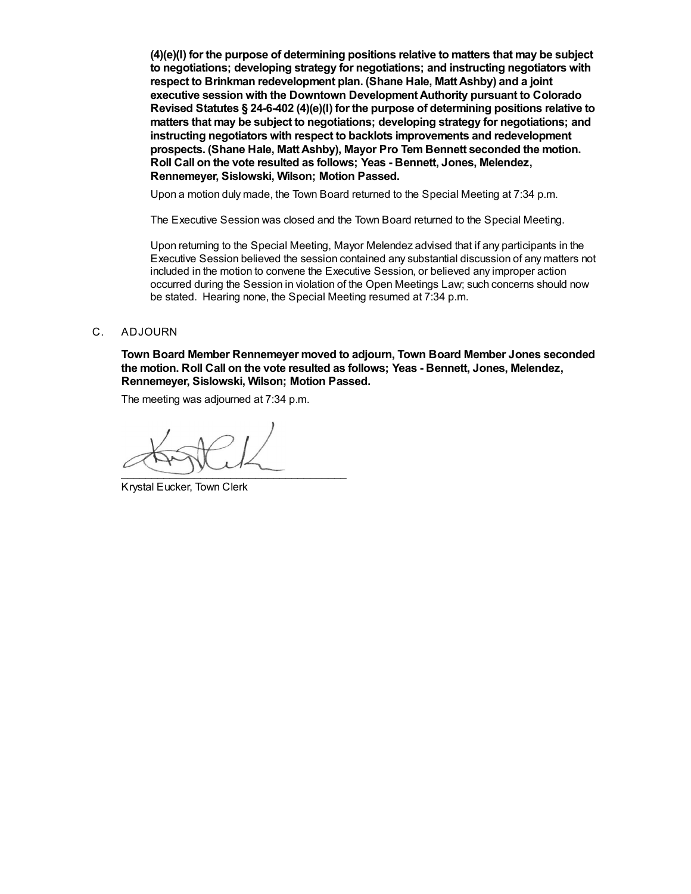**(4)(e)(I) for the purpose of determining positions relative to matters that may be subject to negotiations; developing strategy for negotiations; and instructing negotiators with respect to Brinkman redevelopment plan. (Shane Hale, Matt Ashby) and a joint executive session with the Downtown Development Authority pursuant to Colorado Revised Statutes § 24-6-402 (4)(e)(I) for the purpose of determining positions relative to matters that may be subject to negotiations; developing strategy for negotiations; and instructing negotiators with respect to backlots improvements and redevelopment prospects. (Shane Hale, Matt Ashby), Mayor Pro Tem Bennett seconded the motion. Roll Call on the vote resulted as follows; Yeas - Bennett, Jones, Melendez, Rennemeyer, Sislowski, Wilson; Motion Passed.**

Upon a motion duly made, the Town Board returned to the Special Meeting at 7:34 p.m.

The Executive Session was closed and the Town Board returned to the Special Meeting.

Upon returning to the Special Meeting, Mayor Melendez advised that if any participants in the Executive Session believed the session contained any substantial discussion of any matters not included in the motion to convene the Executive Session, or believed any improper action occurred during the Session in violation of the Open Meetings Law; such concerns should now be stated. Hearing none, the Special Meeting resumed at 7:34 p.m.

C. ADJOURN

**Town Board Member Rennemeyer moved to adjourn, Town Board Member Jones seconded the motion. Roll Call on the vote resulted as follows; Yeas - Bennett, Jones, Melendez, Rennemeyer, Sislowski, Wilson; Motion Passed.**

The meeting was adjourned at 7:34 p.m.

______________________________

Krystal Eucker, Town Clerk